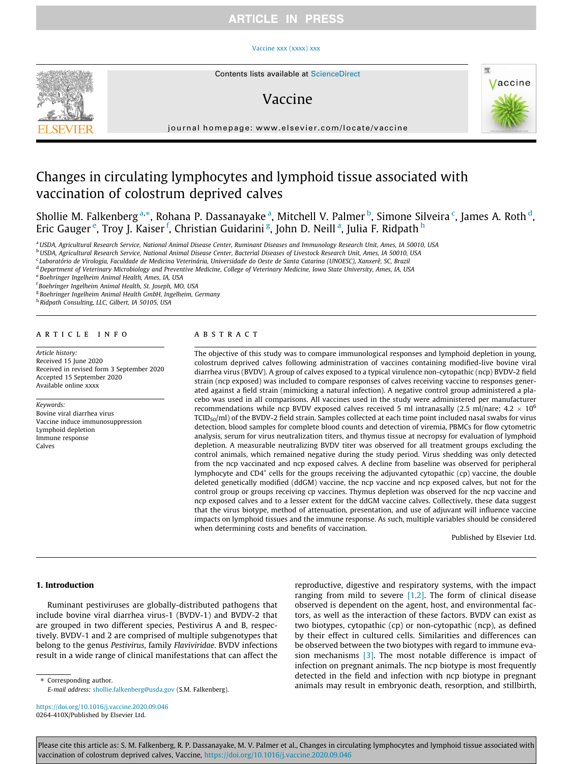# Changes in circulating lymphocytes and lymphoid tissue associated with vaccination of colostrum deprived calves

Shollie M. Falkenberg [a,*], Rohana P. Dassanayake [a], Mitchell V. Palmer [b], Simone Silveira [c], James A. Roth [d], Eric Gauger [e], Troy J. Kaiser [f], Christian Guidarini [g], John D. Neill [a], Julia F. Ridpath [h]

[a] USDA, Agricultural Research Service, National Animal Disease Center, Ruminant Diseases and Immunology Research Unit, Ames, IA 50010, USA
[b] USDA, Agricultural Research Service, National Animal Disease Center, Bacterial Diseases of Livestock Research Unit, Ames, IA 50010, USA
[c] Laboratório de Virologia, Faculdade de Medicina Veterinária, Universidade do Oeste de Santa Catarina (UNOESC), Xanxerê, SC, Brazil
[d] Department of Veterinary Microbiology and Preventive Medicine, College of Veterinary Medicine, Iowa State University, Ames, IA, USA
[e] Boehringer Ingelheim Animal Health, Ames, IA, USA
[f] Boehringer Ingelheim Animal Health, St. Joseph, MO, USA
[g] Boehringer Ingelheim Animal Health GmbH, Ingelheim, Germany
[h] Ridpath Consulting, LLC, Gilbert, IA 50105, USA

## ARTICLE INFO

*Article history:*
Received 15 June 2020
Received in revised form 3 September 2020
Accepted 15 September 2020
Available online xxxx

*Keywords:*
Bovine viral diarrhea virus
Vaccine induce immunosuppression
Lymphoid depletion
Immune response
Calves

## ABSTRACT

The objective of this study was to compare immunological responses and lymphoid depletion in young, colostrum deprived calves following administration of vaccines containing modified-live bovine viral diarrhea virus (BVDV). A group of calves exposed to a typical virulence non-cytopathic (ncp) BVDV-2 field strain (ncp exposed) was included to compare responses of calves receiving vaccine to responses generated against a field strain (mimicking a natural infection). A negative control group administered a placebo was used in all comparisons. All vaccines used in the study were administered per manufacturer recommendations while ncp BVDV exposed calves received 5 ml intranasally (2.5 ml/nare; $4.2 \times 10^6$ $TCID_{50}$/ml) of the BVDV-2 field strain. Samples collected at each time point included nasal swabs for virus detection, blood samples for complete blood counts and detection of viremia, PBMCs for flow cytometric analysis, serum for virus neutralization titers, and thymus tissue at necropsy for evaluation of lymphoid depletion. A measurable neutralizing BVDV titer was observed for all treatment groups excluding the control animals, which remained negative during the study period. Virus shedding was only detected from the ncp vaccinated and ncp exposed calves. A decline from baseline was observed for peripheral lymphocyte and $CD4^+$ cells for the groups receiving the adjuvanted cytopathic (cp) vaccine, the double deleted genetically modified (ddGM) vaccine, the ncp vaccine and ncp exposed calves, but not for the control group or groups receiving cp vaccines. Thymus depletion was observed for the ncp vaccine and ncp exposed calves and to a lesser extent for the ddGM vaccine calves. Collectively, these data suggest that the virus biotype, method of attenuation, presentation, and use of adjuvant will influence vaccine impacts on lymphoid tissues and the immune response. As such, multiple variables should be considered when determining costs and benefits of vaccination.

Published by Elsevier Ltd.

## 1. Introduction

Ruminant pestiviruses are globally-distributed pathogens that include bovine viral diarrhea virus-1 (BVDV-1) and BVDV-2 that are grouped in two different species, Pestivirus A and B, respectively. BVDV-1 and 2 are comprised of multiple subgenotypes that belong to the genus *Pestivirus*, family *Flaviviridae*. BVDV infections result in a wide range of clinical manifestations that can affect the reproductive, digestive and respiratory systems, with the impact ranging from mild to severe [1,2]. The form of clinical disease observed is dependent on the agent, host, and environmental factors, as well as the interaction of these factors. BVDV can exist as two biotypes, cytopathic (cp) or non-cytopathic (ncp), as defined by their effect in cultured cells. Similarities and differences can be observed between the two biotypes with regard to immune evasion mechanisms [3]. The most notable difference is impact of infection on pregnant animals. The ncp biotype is most frequently detected in the field and infection with ncp biotype in pregnant animals may result in embryonic death, resorption, and stillbirth,

* Corresponding author.
*E-mail address:* shollie.falkenberg@usda.gov (S.M. Falkenberg).

https://doi.org/10.1016/j.vaccine.2020.09.046
0264-410X/Published by Elsevier Ltd.

Please cite this article as: S. M. Falkenberg, R. P. Dassanayake, M. V. Palmer et al., Changes in circulating lymphocytes and lymphoid tissue associated with vaccination of colostrum deprived calves, Vaccine, https://doi.org/10.1016/j.vaccine.2020.09.046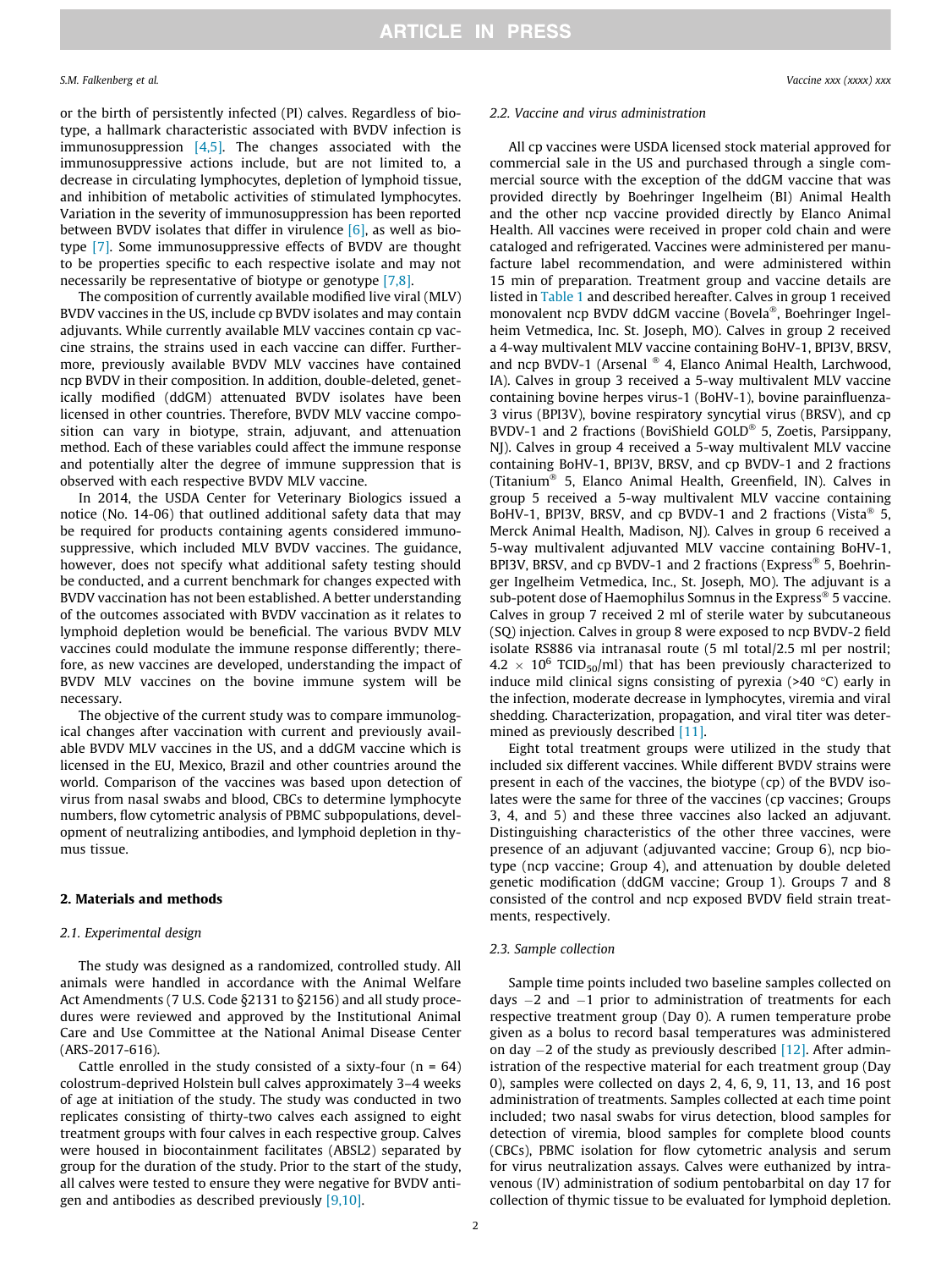or the birth of persistently infected (PI) calves. Regardless of biotype, a hallmark characteristic associated with BVDV infection is immunosuppression [4,5]. The changes associated with the immunosuppressive actions include, but are not limited to, a decrease in circulating lymphocytes, depletion of lymphoid tissue, and inhibition of metabolic activities of stimulated lymphocytes. Variation in the severity of immunosuppression has been reported between BVDV isolates that differ in virulence [6], as well as biotype [7]. Some immunosuppressive effects of BVDV are thought to be properties specific to each respective isolate and may not necessarily be representative of biotype or genotype [7,8].

The composition of currently available modified live viral (MLV) BVDV vaccines in the US, include cp BVDV isolates and may contain adjuvants. While currently available MLV vaccines contain cp vaccine strains, the strains used in each vaccine can differ. Furthermore, previously available BVDV MLV vaccines have contained ncp BVDV in their composition. In addition, double-deleted, genetically modified (ddGM) attenuated BVDV isolates have been licensed in other countries. Therefore, BVDV MLV vaccine composition can vary in biotype, strain, adjuvant, and attenuation method. Each of these variables could affect the immune response and potentially alter the degree of immune suppression that is observed with each respective BVDV MLV vaccine.

In 2014, the USDA Center for Veterinary Biologics issued a notice (No. 14-06) that outlined additional safety data that may be required for products containing agents considered immunosuppressive, which included MLV BVDV vaccines. The guidance, however, does not specify what additional safety testing should be conducted, and a current benchmark for changes expected with BVDV vaccination has not been established. A better understanding of the outcomes associated with BVDV vaccination as it relates to lymphoid depletion would be beneficial. The various BVDV MLV vaccines could modulate the immune response differently; therefore, as new vaccines are developed, understanding the impact of BVDV MLV vaccines on the bovine immune system will be necessary.

The objective of the current study was to compare immunological changes after vaccination with current and previously available BVDV MLV vaccines in the US, and a ddGM vaccine which is licensed in the EU, Mexico, Brazil and other countries around the world. Comparison of the vaccines was based upon detection of virus from nasal swabs and blood, CBCs to determine lymphocyte numbers, flow cytometric analysis of PBMC subpopulations, development of neutralizing antibodies, and lymphoid depletion in thymus tissue.

## 2. Materials and methods

### 2.1. Experimental design

The study was designed as a randomized, controlled study. All animals were handled in accordance with the Animal Welfare Act Amendments (7 U.S. Code §2131 to §2156) and all study procedures were reviewed and approved by the Institutional Animal Care and Use Committee at the National Animal Disease Center (ARS-2017-616).

Cattle enrolled in the study consisted of a sixty-four (n = 64) colostrum-deprived Holstein bull calves approximately 3–4 weeks of age at initiation of the study. The study was conducted in two replicates consisting of thirty-two calves each assigned to eight treatment groups with four calves in each respective group. Calves were housed in biocontainment facilitates (ABSL2) separated by group for the duration of the study. Prior to the start of the study, all calves were tested to ensure they were negative for BVDV antigen and antibodies as described previously [9,10].

### 2.2. Vaccine and virus administration

All cp vaccines were USDA licensed stock material approved for commercial sale in the US and purchased through a single commercial source with the exception of the ddGM vaccine that was provided directly by Boehringer Ingelheim (BI) Animal Health and the other ncp vaccine provided directly by Elanco Animal Health. All vaccines were received in proper cold chain and were cataloged and refrigerated. Vaccines were administered per manufacture label recommendation, and were administered within 15 min of preparation. Treatment group and vaccine details are listed in Table 1 and described hereafter. Calves in group 1 received monovalent ncp BVDV ddGM vaccine (Bovela®, Boehringer Ingelheim Vetmedica, Inc. St. Joseph, MO). Calves in group 2 received a 4-way multivalent MLV vaccine containing BoHV-1, BPI3V, BRSV, and ncp BVDV-1 (Arsenal ® 4, Elanco Animal Health, Larchwood, IA). Calves in group 3 received a 5-way multivalent MLV vaccine containing bovine herpes virus-1 (BoHV-1), bovine parainfluenza-3 virus (BPI3V), bovine respiratory syncytial virus (BRSV), and cp BVDV-1 and 2 fractions (BoviShield GOLD® 5, Zoetis, Parsippany, NJ). Calves in group 4 received a 5-way multivalent MLV vaccine containing BoHV-1, BPI3V, BRSV, and cp BVDV-1 and 2 fractions (Titanium® 5, Elanco Animal Health, Greenfield, IN). Calves in group 5 received a 5-way multivalent MLV vaccine containing BoHV-1, BPI3V, BRSV, and cp BVDV-1 and 2 fractions (Vista® 5, Merck Animal Health, Madison, NJ). Calves in group 6 received a 5-way multivalent adjuvanted MLV vaccine containing BoHV-1, BPI3V, BRSV, and cp BVDV-1 and 2 fractions (Express® 5, Boehringer Ingelheim Vetmedica, Inc., St. Joseph, MO). The adjuvant is a sub-potent dose of Haemophilus Somnus in the Express® 5 vaccine. Calves in group 7 received 2 ml of sterile water by subcutaneous (SQ) injection. Calves in group 8 were exposed to ncp BVDV-2 field isolate RS886 via intranasal route (5 ml total/2.5 ml per nostril; $4.2 \times 10^6$ $TCID_{50}$/ml) that has been previously characterized to induce mild clinical signs consisting of pyrexia (>40 °C) early in the infection, moderate decrease in lymphocytes, viremia and viral shedding. Characterization, propagation, and viral titer was determined as previously described [11].

Eight total treatment groups were utilized in the study that included six different vaccines. While different BVDV strains were present in each of the vaccines, the biotype (cp) of the BVDV isolates were the same for three of the vaccines (cp vaccines; Groups 3, 4, and 5) and these three vaccines also lacked an adjuvant. Distinguishing characteristics of the other three vaccines, were presence of an adjuvant (adjuvanted vaccine; Group 6), ncp biotype (ncp vaccine; Group 4), and attenuation by double deleted genetic modification (ddGM vaccine; Group 1). Groups 7 and 8 consisted of the control and ncp exposed BVDV field strain treatments, respectively.

### 2.3. Sample collection

Sample time points included two baseline samples collected on days −2 and −1 prior to administration of treatments for each respective treatment group (Day 0). A rumen temperature probe given as a bolus to record basal temperatures was administered on day −2 of the study as previously described [12]. After administration of the respective material for each treatment group (Day 0), samples were collected on days 2, 4, 6, 9, 11, 13, and 16 post administration of treatments. Samples collected at each time point included; two nasal swabs for virus detection, blood samples for detection of viremia, blood samples for complete blood counts (CBCs), PBMC isolation for flow cytometric analysis and serum for virus neutralization assays. Calves were euthanized by intravenous (IV) administration of sodium pentobarbital on day 17 for collection of thymic tissue to be evaluated for lymphoid depletion.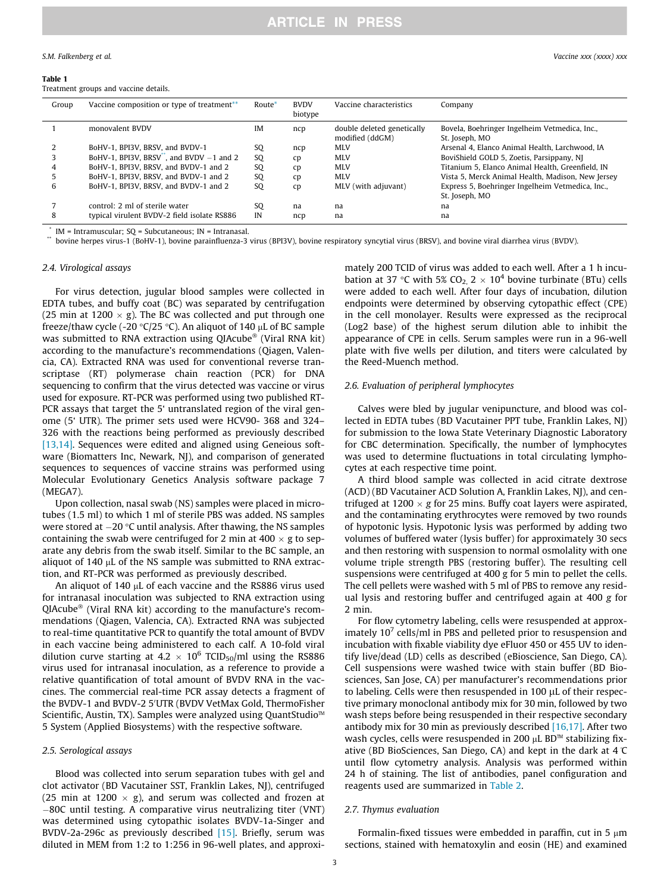**Table 1**
Treatment groups and vaccine details.

| Group | Vaccine composition or type of treatment** | Route* | BVDV biotype | Vaccine characteristics | Company |
|---|---|---|---|---|---|
| 1 | monovalent BVDV | IM | ncp | double deleted genetically modified (ddGM) | Bovela, Boehringer Ingelheim Vetmedica, Inc., St. Joseph, MO |
| 2 | BoHV-1, BPI3V, BRSV, and BVDV-1 | SQ | ncp | MLV | Arsenal 4, Elanco Animal Health, Larchwood, IA |
| 3 | BoHV-1, BPI3V, BRSV**, and BVDV −1 and 2 | SQ | cp | MLV | BoviShield GOLD 5, Zoetis, Parsippany, NJ |
| 4 | BoHV-1, BPI3V, BRSV, and BVDV-1 and 2 | SQ | cp | MLV | Titanium 5, Elanco Animal Health, Greenfield, IN |
| 5 | BoHV-1, BPI3V, BRSV, and BVDV-1 and 2 | SQ | cp | MLV | Vista 5, Merck Animal Health, Madison, New Jersey |
| 6 | BoHV-1, BPI3V, BRSV, and BVDV-1 and 2 | SQ | cp | MLV (with adjuvant) | Express 5, Boehringer Ingelheim Vetmedica, Inc., St. Joseph, MO |
| 7 | control: 2 ml of sterile water | SQ | na | na | na |
| 8 | typical virulent BVDV-2 field isolate RS886 | IN | ncp | na | na |

\* IM = Intramuscular; SQ = Subcutaneous; IN = Intranasal.
\** bovine herpes virus-1 (BoHV-1), bovine parainfluenza-3 virus (BPI3V), bovine respiratory syncytial virus (BRSV), and bovine viral diarrhea virus (BVDV).

### 2.4. Virological assays

For virus detection, jugular blood samples were collected in EDTA tubes, and buffy coat (BC) was separated by centrifugation (25 min at 1200 × g). The BC was collected and put through one freeze/thaw cycle (-20 °C/25 °C). An aliquot of 140 µL of BC sample was submitted to RNA extraction using QIAcube® (Viral RNA kit) according to the manufacture's recommendations (Qiagen, Valencia, CA). Extracted RNA was used for conventional reverse transcriptase (RT) polymerase chain reaction (PCR) for DNA sequencing to confirm that the virus detected was vaccine or virus used for exposure. RT-PCR was performed using two published RT-PCR assays that target the 5' untranslated region of the viral genome (5' UTR). The primer sets used were HCV90- 368 and 324–326 with the reactions being performed as previously described [13,14]. Sequences were edited and aligned using Geneious software (Biomatters Inc, Newark, NJ), and comparison of generated sequences to sequences of vaccine strains was performed using Molecular Evolutionary Genetics Analysis software package 7 (MEGA7).

Upon collection, nasal swab (NS) samples were placed in microtubes (1.5 ml) to which 1 ml of sterile PBS was added. NS samples were stored at −20 °C until analysis. After thawing, the NS samples containing the swab were centrifuged for 2 min at 400 × g to separate any debris from the swab itself. Similar to the BC sample, an aliquot of 140 µL of the NS sample was submitted to RNA extraction, and RT-PCR was performed as previously described.

An aliquot of 140 µL of each vaccine and the RS886 virus used for intranasal inoculation was subjected to RNA extraction using QIAcube® (Viral RNA kit) according to the manufacture's recommendations (Qiagen, Valencia, CA). Extracted RNA was subjected to real-time quantitative PCR to quantify the total amount of BVDV in each vaccine being administered to each calf. A 10-fold viral dilution curve starting at $4.2 \times 10^6$ $TCID_{50}$/ml using the RS886 virus used for intranasal inoculation, as a reference to provide a relative quantification of total amount of BVDV RNA in the vaccines. The commercial real-time PCR assay detects a fragment of the BVDV-1 and BVDV-2 5′UTR (BVDV VetMax Gold, ThermoFisher Scientific, Austin, TX). Samples were analyzed using QuantStudio™ 5 System (Applied Biosystems) with the respective software.

### 2.5. Serological assays

Blood was collected into serum separation tubes with gel and clot activator (BD Vacutainer SST, Franklin Lakes, NJ), centrifuged (25 min at 1200 × g), and serum was collected and frozen at −80C until testing. A comparative virus neutralizing titer (VNT) was determined using cytopathic isolates BVDV-1a-Singer and BVDV-2a-296c as previously described [15]. Briefly, serum was diluted in MEM from 1:2 to 1:256 in 96-well plates, and approximately 200 TCID of virus was added to each well. After a 1 h incubation at 37 °C with 5% $CO_2$, $2 \times 10^4$ bovine turbinate (BTu) cells were added to each well. After four days of incubation, dilution endpoints were determined by observing cytopathic effect (CPE) in the cell monolayer. Results were expressed as the reciprocal (Log2 base) of the highest serum dilution able to inhibit the appearance of CPE in cells. Serum samples were run in a 96-well plate with five wells per dilution, and titers were calculated by the Reed-Muench method.

### 2.6. Evaluation of peripheral lymphocytes

Calves were bled by jugular venipuncture, and blood was collected in EDTA tubes (BD Vacutainer PPT tube, Franklin Lakes, NJ) for submission to the Iowa State Veterinary Diagnostic Laboratory for CBC determination. Specifically, the number of lymphocytes was used to determine fluctuations in total circulating lymphocytes at each respective time point.

A third blood sample was collected in acid citrate dextrose (ACD) (BD Vacutainer ACD Solution A, Franklin Lakes, NJ), and centrifuged at 1200 × g for 25 mins. Buffy coat layers were aspirated, and the contaminating erythrocytes were removed by two rounds of hypotonic lysis. Hypotonic lysis was performed by adding two volumes of buffered water (lysis buffer) for approximately 30 secs and then restoring with suspension to normal osmolality with one volume triple strength PBS (restoring buffer). The resulting cell suspensions were centrifuged at 400 g for 5 min to pellet the cells. The cell pellets were washed with 5 ml of PBS to remove any residual lysis and restoring buffer and centrifuged again at 400 *g* for 2 min.

For flow cytometry labeling, cells were resuspended at approximately $10^7$ cells/ml in PBS and pelleted prior to resuspension and incubation with fixable viability dye eFluor 450 or 455 UV to identify live/dead (LD) cells as described (eBioscience, San Diego, CA). Cell suspensions were washed twice with stain buffer (BD Biosciences, San Jose, CA) per manufacturer's recommendations prior to labeling. Cells were then resuspended in 100 µL of their respective primary monoclonal antibody mix for 30 min, followed by two wash steps before being resuspended in their respective secondary antibody mix for 30 min as previously described [16,17]. After two wash cycles, cells were resuspended in 200 µL BD™ stabilizing fixative (BD BioSciences, San Diego, CA) and kept in the dark at 4 °C until flow cytometry analysis. Analysis was performed within 24 h of staining. The list of antibodies, panel configuration and reagents used are summarized in Table 2.

### 2.7. Thymus evaluation

Formalin-fixed tissues were embedded in paraffin, cut in 5 µm sections, stained with hematoxylin and eosin (HE) and examined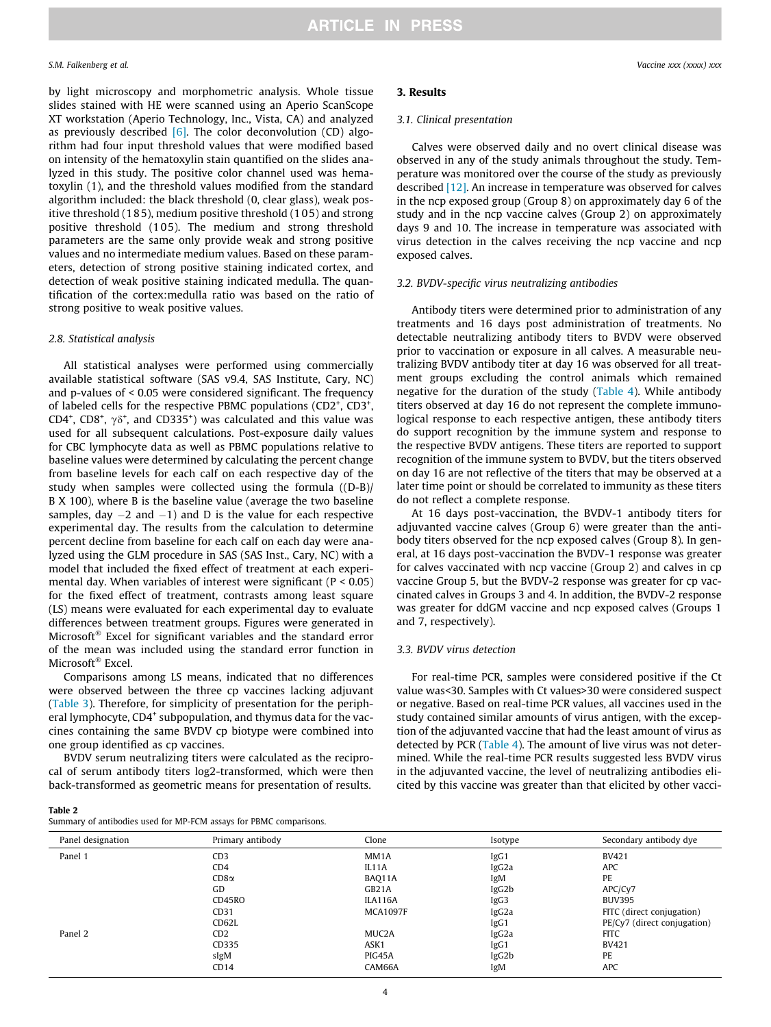by light microscopy and morphometric analysis. Whole tissue slides stained with HE were scanned using an Aperio ScanScope XT workstation (Aperio Technology, Inc., Vista, CA) and analyzed as previously described [6]. The color deconvolution (CD) algorithm had four input threshold values that were modified based on intensity of the hematoxylin stain quantified on the slides analyzed in this study. The positive color channel used was hematoxylin (1), and the threshold values modified from the standard algorithm included: the black threshold (0, clear glass), weak positive threshold (185), medium positive threshold (105) and strong positive threshold (105). The medium and strong threshold parameters are the same only provide weak and strong positive values and no intermediate medium values. Based on these parameters, detection of strong positive staining indicated cortex, and detection of weak positive staining indicated medulla. The quantification of the cortex:medulla ratio was based on the ratio of strong positive to weak positive values.

### 2.8. Statistical analysis

All statistical analyses were performed using commercially available statistical software (SAS v9.4, SAS Institute, Cary, NC) and p-values of < 0.05 were considered significant. The frequency of labeled cells for the respective PBMC populations ($CD2^+$, $CD3^+$, $CD4^+$, $CD8^+$, $\gamma\delta^+$, and $CD335^+$) was calculated and this value was used for all subsequent calculations. Post-exposure daily values for CBC lymphocyte data as well as PBMC populations relative to baseline values were determined by calculating the percent change from baseline levels for each calf on each respective day of the study when samples were collected using the formula ((D-B)/B X 100), where B is the baseline value (average the two baseline samples, day −2 and −1) and D is the value for each respective experimental day. The results from the calculation to determine percent decline from baseline for each calf on each day were analyzed using the GLM procedure in SAS (SAS Inst., Cary, NC) with a model that included the fixed effect of treatment at each experimental day. When variables of interest were significant ($P < 0.05$) for the fixed effect of treatment, contrasts among least square (LS) means were evaluated for each experimental day to evaluate differences between treatment groups. Figures were generated in Microsoft® Excel for significant variables and the standard error of the mean was included using the standard error function in Microsoft® Excel.

Comparisons among LS means, indicated that no differences were observed between the three cp vaccines lacking adjuvant (Table 3). Therefore, for simplicity of presentation for the peripheral lymphocyte, $CD4^+$ subpopulation, and thymus data for the vaccines containing the same BVDV cp biotype were combined into one group identified as cp vaccines.

BVDV serum neutralizing titers were calculated as the reciprocal of serum antibody titers log2-transformed, which were then back-transformed as geometric means for presentation of results.

## 3. Results

### 3.1. Clinical presentation

Calves were observed daily and no overt clinical disease was observed in any of the study animals throughout the study. Temperature was monitored over the course of the study as previously described [12]. An increase in temperature was observed for calves in the ncp exposed group (Group 8) on approximately day 6 of the study and in the ncp vaccine calves (Group 2) on approximately days 9 and 10. The increase in temperature was associated with virus detection in the calves receiving the ncp vaccine and ncp exposed calves.

### 3.2. BVDV-specific virus neutralizing antibodies

Antibody titers were determined prior to administration of any treatments and 16 days post administration of treatments. No detectable neutralizing antibody titers to BVDV were observed prior to vaccination or exposure in all calves. A measurable neutralizing BVDV antibody titer at day 16 was observed for all treatment groups excluding the control animals which remained negative for the duration of the study (Table 4). While antibody titers observed at day 16 do not represent the complete immunological response to each respective antigen, these antibody titers do support recognition by the immune system and response to the respective BVDV antigens. These titers are reported to support recognition of the immune system to BVDV, but the titers observed on day 16 are not reflective of the titers that may be observed at a later time point or should be correlated to immunity as these titers do not reflect a complete response.

At 16 days post-vaccination, the BVDV-1 antibody titers for adjuvanted vaccine calves (Group 6) were greater than the antibody titers observed for the ncp exposed calves (Group 8). In general, at 16 days post-vaccination the BVDV-1 response was greater for calves vaccinated with ncp vaccine (Group 2) and calves in cp vaccine Group 5, but the BVDV-2 response was greater for cp vaccinated calves in Groups 3 and 4. In addition, the BVDV-2 response was greater for ddGM vaccine and ncp exposed calves (Groups 1 and 7, respectively).

### 3.3. BVDV virus detection

For real-time PCR, samples were considered positive if the Ct value was<30. Samples with Ct values>30 were considered suspect or negative. Based on real-time PCR values, all vaccines used in the study contained similar amounts of virus antigen, with the exception of the adjuvanted vaccine that had the least amount of virus as detected by PCR (Table 4). The amount of live virus was not determined. While the real-time PCR results suggested less BVDV virus in the adjuvanted vaccine, the level of neutralizing antibodies elicited by this vaccine was greater than that elicited by other vacci-

**Table 2**
Summary of antibodies used for MP-FCM assays for PBMC comparisons.

| Panel designation | Primary antibody | Clone | Isotype | Secondary antibody dye |
|---|---|---|---|---|
| Panel 1 | CD3 | MM1A | IgG1 | BV421 |
| | CD4 | IL11A | IgG2a | APC |
| | CD8α | BAQ11A | IgM | PE |
| | GD | GB21A | IgG2b | APC/Cy7 |
| | CD45RO | ILA116A | IgG3 | BUV395 |
| | CD31 | MCA1097F | IgG2a | FITC (direct conjugation) |
| | CD62L | | IgG1 | PE/Cy7 (direct conjugation) |
| Panel 2 | CD2 | MUC2A | IgG2a | FITC |
| | CD335 | ASK1 | IgG1 | BV421 |
| | sIgM | PIG45A | IgG2b | PE |
| | CD14 | CAM66A | IgM | APC |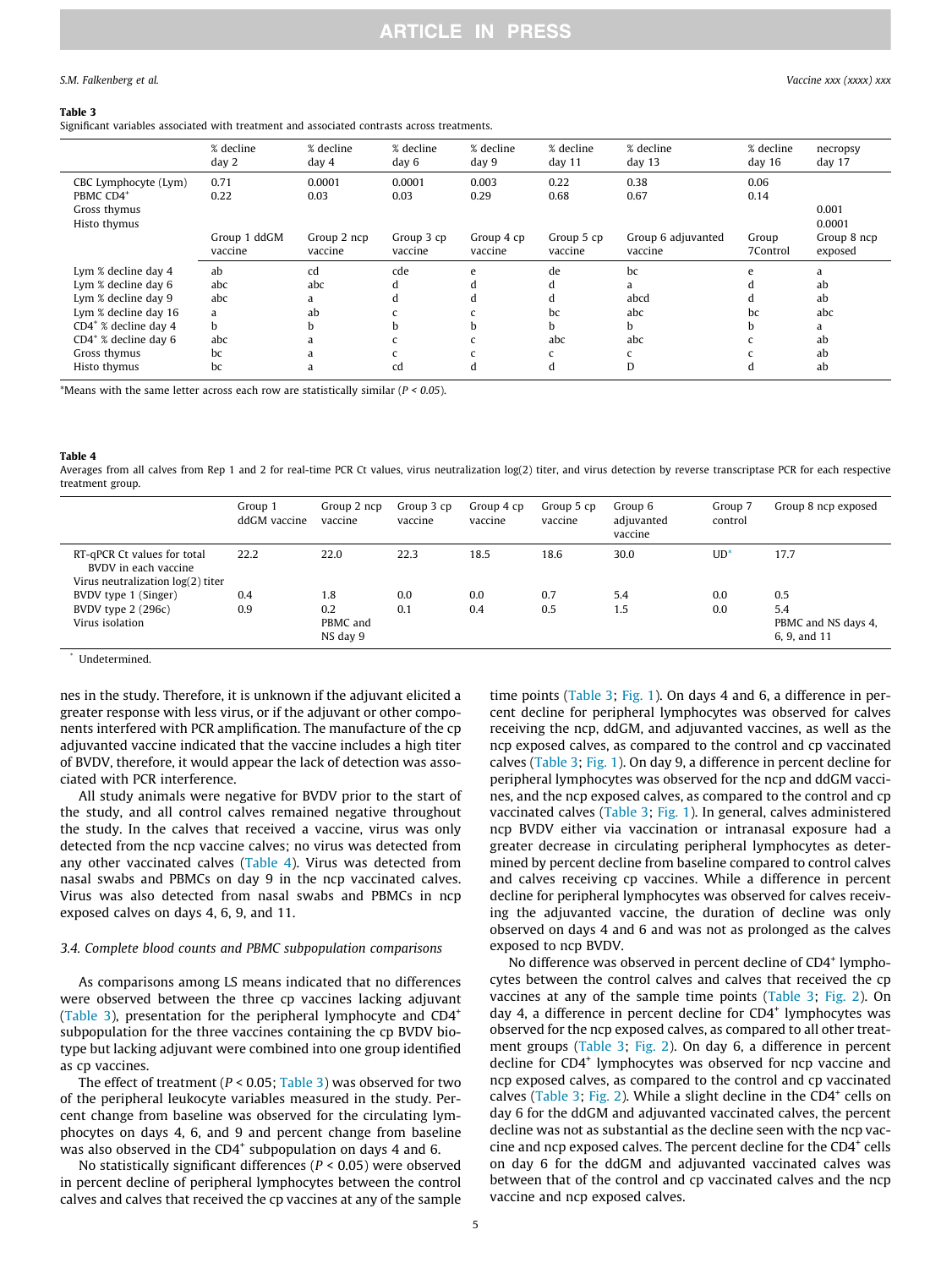**Table 3**
Significant variables associated with treatment and associated contrasts across treatments.

| | % decline day 2 | % decline day 4 | % decline day 6 | % decline day 9 | % decline day 11 | % decline day 13 | % decline day 16 | necropsy day 17 |
|---|---|---|---|---|---|---|---|---|
| CBC Lymphocyte (Lym) | 0.71 | 0.0001 | 0.0001 | 0.003 | 0.22 | 0.38 | 0.06 | |
| PBMC $CD4^+$ | 0.22 | 0.03 | 0.03 | 0.29 | 0.68 | 0.67 | 0.14 | |
| Gross thymus | | | | | | | | 0.001 |
| Histo thymus | | | | | | | | 0.0001 |
| | Group 1 ddGM vaccine | Group 2 ncp vaccine | Group 3 cp vaccine | Group 4 cp vaccine | Group 5 cp vaccine | Group 6 adjuvanted vaccine | Group 7Control | Group 8 ncp exposed |
| Lym % decline day 4 | ab | cd | cde | e | de | bc | e | a |
| Lym % decline day 6 | abc | abc | d | d | d | a | d | ab |
| Lym % decline day 9 | abc | a | d | d | d | abcd | d | ab |
| Lym % decline day 16 | a | ab | c | c | bc | abc | bc | abc |
| $CD4^+$ % decline day 4 | b | b | b | b | b | b | b | a |
| $CD4^+$ % decline day 6 | abc | a | c | c | abc | abc | c | ab |
| Gross thymus | bc | a | c | c | c | c | c | ab |
| Histo thymus | bc | a | cd | d | d | D | d | ab |

*Means with the same letter across each row are statistically similar (*P* < *0.05*).

**Table 4**
Averages from all calves from Rep 1 and 2 for real-time PCR Ct values, virus neutralization log(2) titer, and virus detection by reverse transcriptase PCR for each respective treatment group.

| | Group 1 ddGM vaccine | Group 2 ncp vaccine | Group 3 cp vaccine | Group 4 cp vaccine | Group 5 cp vaccine | Group 6 adjuvanted vaccine | Group 7 control | Group 8 ncp exposed |
|---|---|---|---|---|---|---|---|---|
| RT-qPCR Ct values for total BVDV in each vaccine | 22.2 | 22.0 | 22.3 | 18.5 | 18.6 | 30.0 | UD* | 17.7 |
| Virus neutralization log(2) titer | | | | | | | | |
| BVDV type 1 (Singer) | 0.4 | 1.8 | 0.0 | 0.0 | 0.7 | 5.4 | 0.0 | 0.5 |
| BVDV type 2 (296c) | 0.9 | 0.2 | 0.1 | 0.4 | 0.5 | 1.5 | 0.0 | 5.4 |
| Virus isolation | | PBMC and NS day 9 | | | | | | PBMC and NS days 4, 6, 9, and 11 |

\* Undetermined.

nes in the study. Therefore, it is unknown if the adjuvant elicited a greater response with less virus, or if the adjuvant or other components interfered with PCR amplification. The manufacture of the cp adjuvanted vaccine indicated that the vaccine includes a high titer of BVDV, therefore, it would appear the lack of detection was associated with PCR interference.

All study animals were negative for BVDV prior to the start of the study, and all control calves remained negative throughout the study. In the calves that received a vaccine, virus was only detected from the ncp vaccine calves; no virus was detected from any other vaccinated calves (Table 4). Virus was detected from nasal swabs and PBMCs on day 9 in the ncp vaccinated calves. Virus was also detected from nasal swabs and PBMCs in ncp exposed calves on days 4, 6, 9, and 11.

### 3.4. Complete blood counts and PBMC subpopulation comparisons

As comparisons among LS means indicated that no differences were observed between the three cp vaccines lacking adjuvant (Table 3), presentation for the peripheral lymphocyte and $CD4^+$ subpopulation for the three vaccines containing the cp BVDV biotype but lacking adjuvant were combined into one group identified as cp vaccines.

The effect of treatment ($P < 0.05$; Table 3) was observed for two of the peripheral leukocyte variables measured in the study. Percent change from baseline was observed for the circulating lymphocytes on days 4, 6, and 9 and percent change from baseline was also observed in the $CD4^+$ subpopulation on days 4 and 6.

No statistically significant differences ($P < 0.05$) were observed in percent decline of peripheral lymphocytes between the control calves and calves that received the cp vaccines at any of the sample time points (Table 3; Fig. 1). On days 4 and 6, a difference in percent decline for peripheral lymphocytes was observed for calves receiving the ncp, ddGM, and adjuvanted vaccines, as well as the ncp exposed calves, as compared to the control and cp vaccinated calves (Table 3; Fig. 1). On day 9, a difference in percent decline for peripheral lymphocytes was observed for the ncp and ddGM vaccines, and the ncp exposed calves, as compared to the control and cp vaccinated calves (Table 3; Fig. 1). In general, calves administered ncp BVDV either via vaccination or intranasal exposure had a greater decrease in circulating peripheral lymphocytes as determined by percent decline from baseline compared to control calves and calves receiving cp vaccines. While a difference in percent decline for peripheral lymphocytes was observed for calves receiving the adjuvanted vaccine, the duration of decline was only observed on days 4 and 6 and was not as prolonged as the calves exposed to ncp BVDV.

No difference was observed in percent decline of $CD4^+$ lymphocytes between the control calves and calves that received the cp vaccines at any of the sample time points (Table 3; Fig. 2). On day 4, a difference in percent decline for $CD4^+$ lymphocytes was observed for the ncp exposed calves, as compared to all other treatment groups (Table 3; Fig. 2). On day 6, a difference in percent decline for $CD4^+$ lymphocytes was observed for ncp vaccine and ncp exposed calves, as compared to the control and cp vaccinated calves (Table 3; Fig. 2). While a slight decline in the $CD4^+$ cells on day 6 for the ddGM and adjuvanted vaccinated calves, the percent decline was not as substantial as the decline seen with the ncp vaccine and ncp exposed calves. The percent decline for the $CD4^+$ cells on day 6 for the ddGM and adjuvanted vaccinated calves was between that of the control and cp vaccinated calves and the ncp vaccine and ncp exposed calves.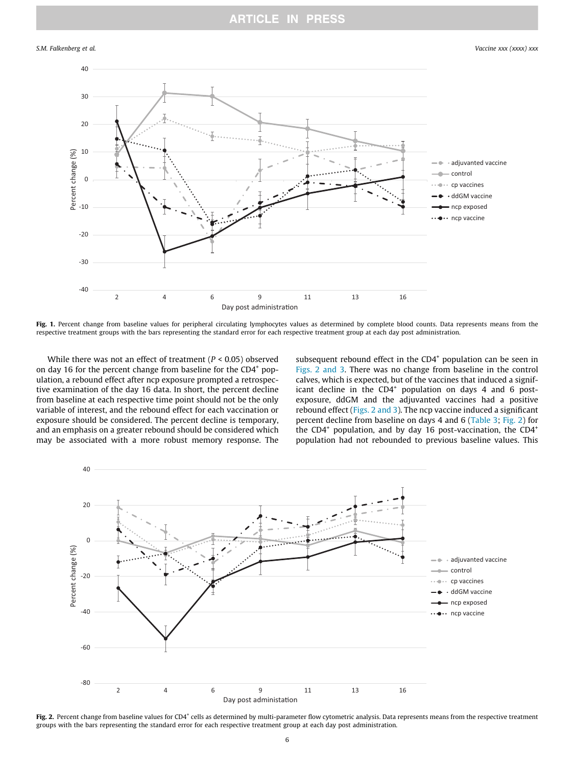Fig. 1. Percent change from baseline values for peripheral circulating lymphocytes values as determined by complete blood counts. Data represents means from the respective treatment groups with the bars representing the standard error for each respective treatment group at each day post administration.

While there was not an effect of treatment ($P < 0.05$) observed on day 16 for the percent change from baseline for the $CD4^+$ population, a rebound effect after ncp exposure prompted a retrospective examination of the day 16 data. In short, the percent decline from baseline at each respective time point should not be the only variable of interest, and the rebound effect for each vaccination or exposure should be considered. The percent decline is temporary, and an emphasis on a greater rebound should be considered which may be associated with a more robust memory response. The subsequent rebound effect in the $CD4^+$ population can be seen in Figs. 2 and 3. There was no change from baseline in the control calves, which is expected, but of the vaccines that induced a significant decline in the $CD4^+$ population on days 4 and 6 post-exposure, ddGM and the adjuvanted vaccines had a positive rebound effect (Figs. 2 and 3). The ncp vaccine induced a significant percent decline from baseline on days 4 and 6 (Table 3; Fig. 2) for the $CD4^+$ population, and by day 16 post-vaccination, the $CD4^+$ population had not rebounded to previous baseline values. This

Fig. 2. Percent change from baseline values for $CD4^+$ cells as determined by multi-parameter flow cytometric analysis. Data represents means from the respective treatment groups with the bars representing the standard error for each respective treatment group at each day post administration.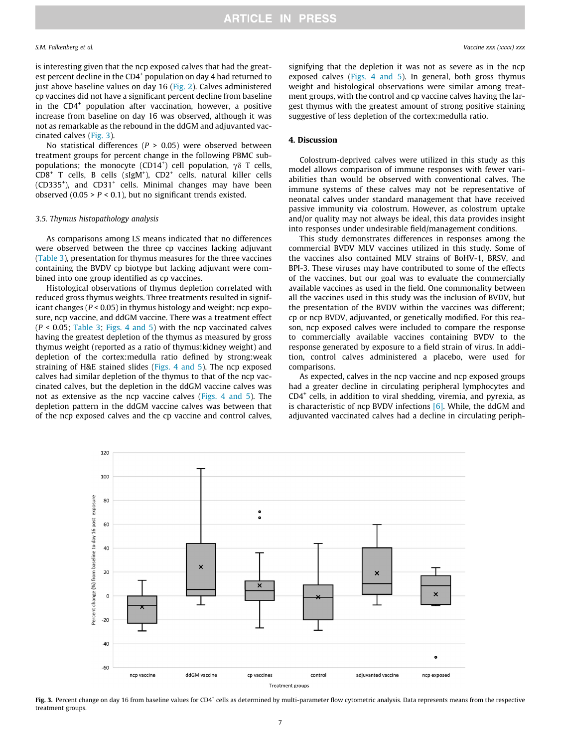is interesting given that the ncp exposed calves that had the greatest percent decline in the CD4$^+$ population on day 4 had returned to just above baseline values on day 16 (Fig. 2). Calves administered cp vaccines did not have a significant percent decline from baseline in the CD4$^+$ population after vaccination, however, a positive increase from baseline on day 16 was observed, although it was not as remarkable as the rebound in the ddGM and adjuvanted vaccinated calves (Fig. 3).

No statistical differences ($P > 0.05$) were observed between treatment groups for percent change in the following PBMC subpopulations; the monocyte (CD14$^+$) cell population, γδ T cells, CD8$^+$ T cells, B cells (sIgM$^+$), CD2$^+$ cells, natural killer cells (CD335$^+$), and CD31$^+$ cells. Minimal changes may have been observed ($0.05 > P < 0.1$), but no significant trends existed.

### 3.5. Thymus histopathology analysis

As comparisons among LS means indicated that no differences were observed between the three cp vaccines lacking adjuvant (Table 3), presentation for thymus measures for the three vaccines containing the BVDV cp biotype but lacking adjuvant were combined into one group identified as cp vaccines.

Histological observations of thymus depletion correlated with reduced gross thymus weights. Three treatments resulted in significant changes ($P < 0.05$) in thymus histology and weight: ncp exposure, ncp vaccine, and ddGM vaccine. There was a treatment effect ($P < 0.05$; Table 3; Figs. 4 and 5) with the ncp vaccinated calves having the greatest depletion of the thymus as measured by gross thymus weight (reported as a ratio of thymus:kidney weight) and depletion of the cortex:medulla ratio defined by strong:weak straining of H&E stained slides (Figs. 4 and 5). The ncp exposed calves had similar depletion of the thymus to that of the ncp vaccinated calves, but the depletion in the ddGM vaccine calves was not as extensive as the ncp vaccine calves (Figs. 4 and 5). The depletion pattern in the ddGM vaccine calves was between that of the ncp exposed calves and the cp vaccine and control calves, signifying that the depletion it was not as severe as in the ncp exposed calves (Figs. 4 and 5). In general, both gross thymus weight and histological observations were similar among treatment groups, with the control and cp vaccine calves having the largest thymus with the greatest amount of strong positive staining suggestive of less depletion of the cortex:medulla ratio.

## 4. Discussion

Colostrum-deprived calves were utilized in this study as this model allows comparison of immune responses with fewer variabilities than would be observed with conventional calves. The immune systems of these calves may not be representative of neonatal calves under standard management that have received passive immunity via colostrum. However, as colostrum uptake and/or quality may not always be ideal, this data provides insight into responses under undesirable field/management conditions.

This study demonstrates differences in responses among the commercial BVDV MLV vaccines utilized in this study. Some of the vaccines also contained MLV strains of BoHV-1, BRSV, and BPI-3. These viruses may have contributed to some of the effects of the vaccines, but our goal was to evaluate the commercially available vaccines as used in the field. One commonality between all the vaccines used in this study was the inclusion of BVDV, but the presentation of the BVDV within the vaccines was different; cp or ncp BVDV, adjuvanted, or genetically modified. For this reason, ncp exposed calves were included to compare the response to commercially available vaccines containing BVDV to the response generated by exposure to a field strain of virus. In addition, control calves administered a placebo, were used for comparisons.

As expected, calves in the ncp vaccine and ncp exposed groups had a greater decline in circulating peripheral lymphocytes and CD4$^+$ cells, in addition to viral shedding, viremia, and pyrexia, as is characteristic of ncp BVDV infections [6]. While, the ddGM and adjuvanted vaccinated calves had a decline in circulating periph-

**Fig. 3.** Percent change on day 16 from baseline values for CD4$^+$ cells as determined by multi-parameter flow cytometric analysis. Data represents means from the respective treatment groups.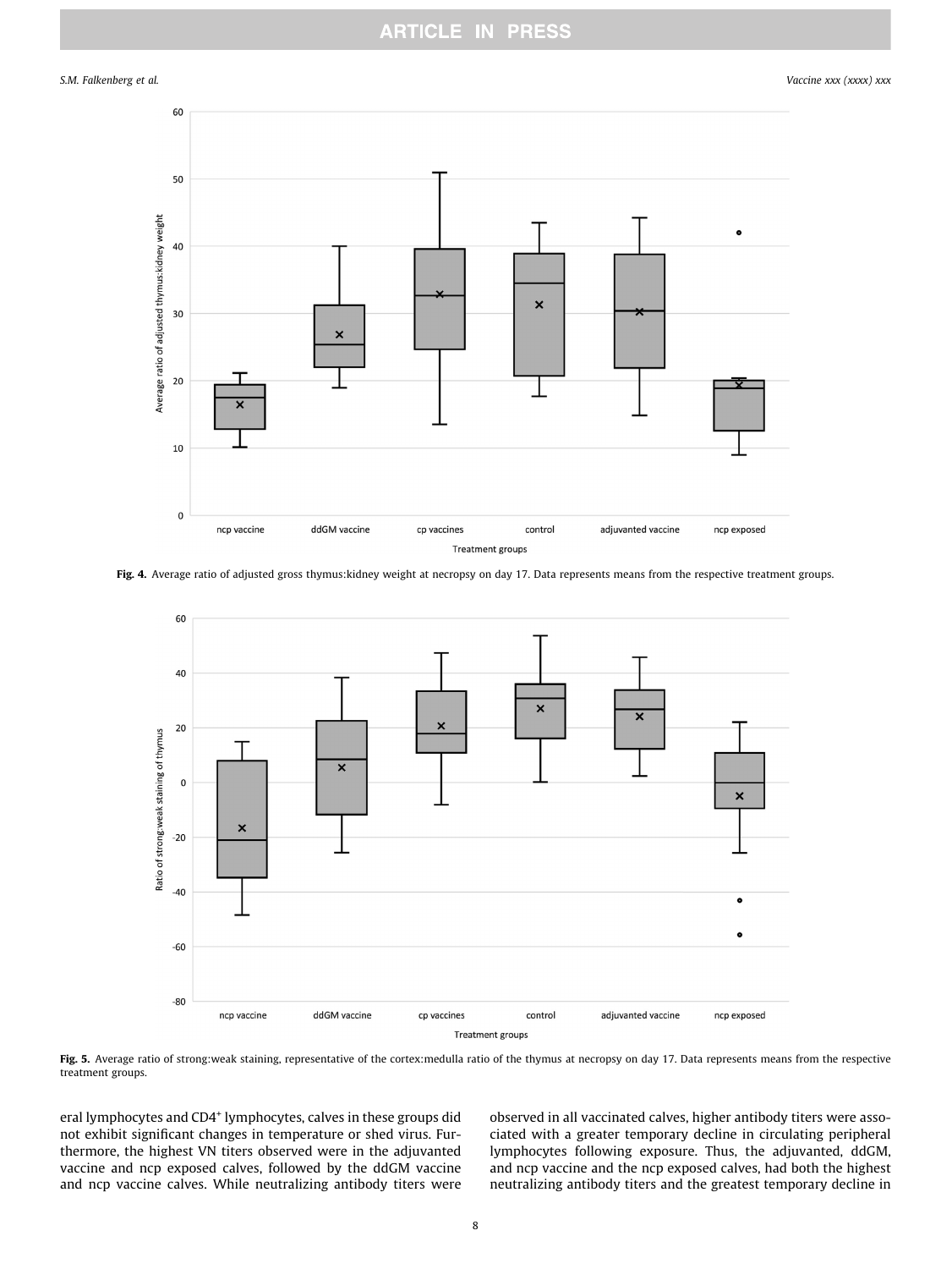Fig. 4. Average ratio of adjusted gross thymus:kidney weight at necropsy on day 17. Data represents means from the respective treatment groups.

Fig. 5. Average ratio of strong:weak staining, representative of the cortex:medulla ratio of the thymus at necropsy on day 17. Data represents means from the respective treatment groups.

eral lymphocytes and $CD4^+$ lymphocytes, calves in these groups did not exhibit significant changes in temperature or shed virus. Furthermore, the highest VN titers observed were in the adjuvanted vaccine and ncp exposed calves, followed by the ddGM vaccine and ncp vaccine calves. While neutralizing antibody titers were observed in all vaccinated calves, higher antibody titers were associated with a greater temporary decline in circulating peripheral lymphocytes following exposure. Thus, the adjuvanted, ddGM, and ncp vaccine and the ncp exposed calves, had both the highest neutralizing antibody titers and the greatest temporary decline in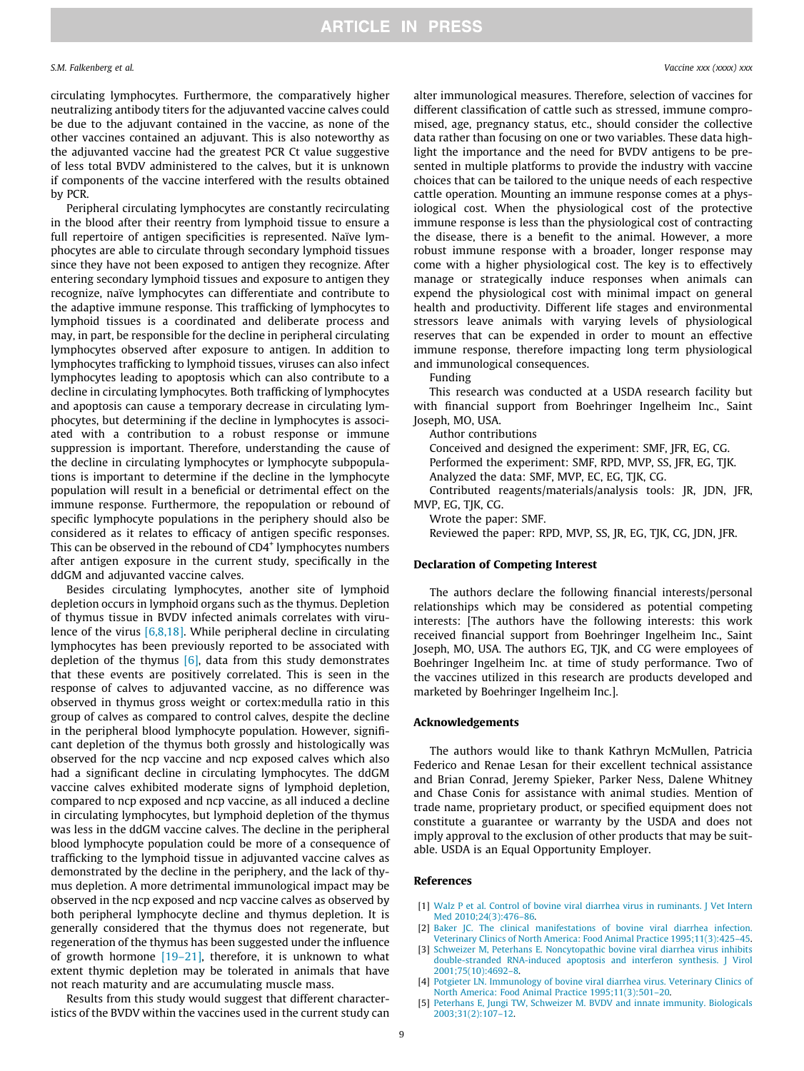circulating lymphocytes. Furthermore, the comparatively higher neutralizing antibody titers for the adjuvanted vaccine calves could be due to the adjuvant contained in the vaccine, as none of the other vaccines contained an adjuvant. This is also noteworthy as the adjuvanted vaccine had the greatest PCR Ct value suggestive of less total BVDV administered to the calves, but it is unknown if components of the vaccine interfered with the results obtained by PCR.

Peripheral circulating lymphocytes are constantly recirculating in the blood after their reentry from lymphoid tissue to ensure a full repertoire of antigen specificities is represented. Naïve lymphocytes are able to circulate through secondary lymphoid tissues since they have not been exposed to antigen they recognize. After entering secondary lymphoid tissues and exposure to antigen they recognize, naïve lymphocytes can differentiate and contribute to the adaptive immune response. This trafficking of lymphocytes to lymphoid tissues is a coordinated and deliberate process and may, in part, be responsible for the decline in peripheral circulating lymphocytes observed after exposure to antigen. In addition to lymphocytes trafficking to lymphoid tissues, viruses can also infect lymphocytes leading to apoptosis which can also contribute to a decline in circulating lymphocytes. Both trafficking of lymphocytes and apoptosis can cause a temporary decrease in circulating lymphocytes, but determining if the decline in lymphocytes is associated with a contribution to a robust response or immune suppression is important. Therefore, understanding the cause of the decline in circulating lymphocytes or lymphocyte subpopulations is important to determine if the decline in the lymphocyte population will result in a beneficial or detrimental effect on the immune response. Furthermore, the repopulation or rebound of specific lymphocyte populations in the periphery should also be considered as it relates to efficacy of antigen specific responses. This can be observed in the rebound of $CD4^+$ lymphocytes numbers after antigen exposure in the current study, specifically in the ddGM and adjuvanted vaccine calves.

Besides circulating lymphocytes, another site of lymphoid depletion occurs in lymphoid organs such as the thymus. Depletion of thymus tissue in BVDV infected animals correlates with virulence of the virus [6,8,18]. While peripheral decline in circulating lymphocytes has been previously reported to be associated with depletion of the thymus [6], data from this study demonstrates that these events are positively correlated. This is seen in the response of calves to adjuvanted vaccine, as no difference was observed in thymus gross weight or cortex:medulla ratio in this group of calves as compared to control calves, despite the decline in the peripheral blood lymphocyte population. However, significant depletion of the thymus both grossly and histologically was observed for the ncp vaccine and ncp exposed calves which also had a significant decline in circulating lymphocytes. The ddGM vaccine calves exhibited moderate signs of lymphoid depletion, compared to ncp exposed and ncp vaccine, as all induced a decline in circulating lymphocytes, but lymphoid depletion of the thymus was less in the ddGM vaccine calves. The decline in the peripheral blood lymphocyte population could be more of a consequence of trafficking to the lymphoid tissue in adjuvanted vaccine calves as demonstrated by the decline in the periphery, and the lack of thymus depletion. A more detrimental immunological impact may be observed in the ncp exposed and ncp vaccine calves as observed by both peripheral lymphocyte decline and thymus depletion. It is generally considered that the thymus does not regenerate, but regeneration of the thymus has been suggested under the influence of growth hormone [19–21], therefore, it is unknown to what extent thymic depletion may be tolerated in animals that have not reach maturity and are accumulating muscle mass.

Results from this study would suggest that different characteristics of the BVDV within the vaccines used in the current study can alter immunological measures. Therefore, selection of vaccines for different classification of cattle such as stressed, immune compromised, age, pregnancy status, etc., should consider the collective data rather than focusing on one or two variables. These data highlight the importance and the need for BVDV antigens to be presented in multiple platforms to provide the industry with vaccine choices that can be tailored to the unique needs of each respective cattle operation. Mounting an immune response comes at a physiological cost. When the physiological cost of the protective immune response is less than the physiological cost of contracting the disease, there is a benefit to the animal. However, a more robust immune response with a broader, longer response may come with a higher physiological cost. The key is to effectively manage or strategically induce responses when animals can expend the physiological cost with minimal impact on general health and productivity. Different life stages and environmental stressors leave animals with varying levels of physiological reserves that can be expended in order to mount an effective immune response, therefore impacting long term physiological and immunological consequences.

Funding

This research was conducted at a USDA research facility but with financial support from Boehringer Ingelheim Inc., Saint Joseph, MO, USA.

Author contributions

Conceived and designed the experiment: SMF, JFR, EG, CG.

Performed the experiment: SMF, RPD, MVP, SS, JFR, EG, TJK.

Analyzed the data: SMF, MVP, EC, EG, TJK, CG.

Contributed reagents/materials/analysis tools: JR, JDN, JFR, MVP, EG, TJK, CG.

Wrote the paper: SMF.

Reviewed the paper: RPD, MVP, SS, JR, EG, TJK, CG, JDN, JFR.

## Declaration of Competing Interest

The authors declare the following financial interests/personal relationships which may be considered as potential competing interests: [The authors have the following interests: this work received financial support from Boehringer Ingelheim Inc., Saint Joseph, MO, USA. The authors EG, TJK, and CG were employees of Boehringer Ingelheim Inc. at time of study performance. Two of the vaccines utilized in this research are products developed and marketed by Boehringer Ingelheim Inc.].

## Acknowledgements

The authors would like to thank Kathryn McMullen, Patricia Federico and Renae Lesan for their excellent technical assistance and Brian Conrad, Jeremy Spieker, Parker Ness, Dalene Whitney and Chase Conis for assistance with animal studies. Mention of trade name, proprietary product, or specified equipment does not constitute a guarantee or warranty by the USDA and does not imply approval to the exclusion of other products that may be suitable. USDA is an Equal Opportunity Employer.

## References

[1] Walz P et al. Control of bovine viral diarrhea virus in ruminants. J Vet Intern Med 2010;24(3):476–86.

[2] Baker JC. The clinical manifestations of bovine viral diarrhea infection. Veterinary Clinics of North America: Food Animal Practice 1995;11(3):425–45.

[3] Schweizer M, Peterhans E. Noncytopathic bovine viral diarrhea virus inhibits double-stranded RNA-induced apoptosis and interferon synthesis. J Virol 2001;75(10):4692–8.

[4] Potgieter LN. Immunology of bovine viral diarrhea virus. Veterinary Clinics of North America: Food Animal Practice 1995;11(3):501–20.

[5] Peterhans E, Jungi TW, Schweizer M. BVDV and innate immunity. Biologicals 2003;31(2):107–12.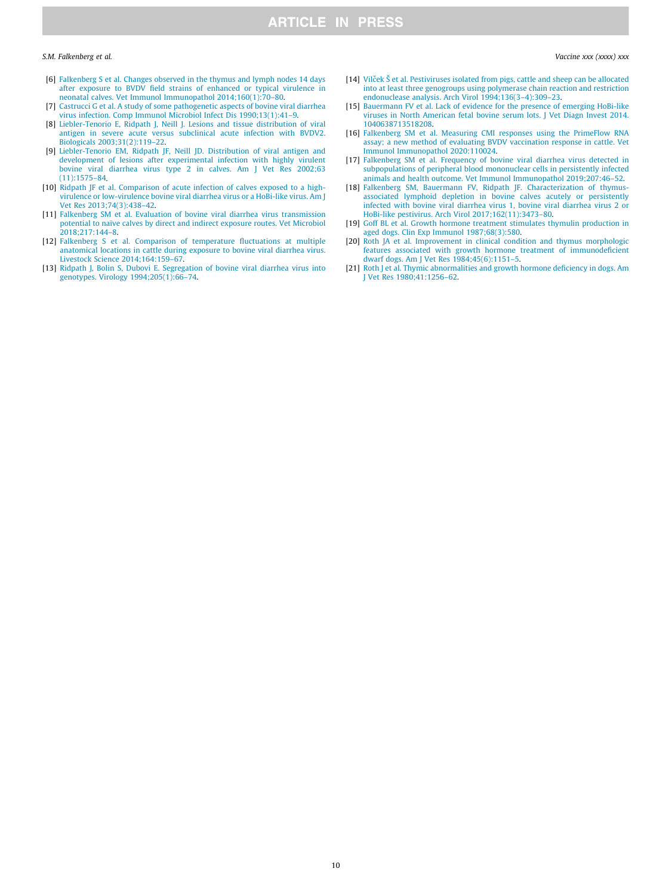[6] Falkenberg S et al. Changes observed in the thymus and lymph nodes 14 days after exposure to BVDV field strains of enhanced or typical virulence in neonatal calves. Vet Immunol Immunopathol 2014;160(1):70–80.

[7] Castrucci G et al. A study of some pathogenetic aspects of bovine viral diarrhea virus infection. Comp Immunol Microbiol Infect Dis 1990;13(1):41–9.

[8] Liebler-Tenorio E, Ridpath J, Neill J. Lesions and tissue distribution of viral antigen in severe acute versus subclinical acute infection with BVDV2. Biologicals 2003;31(2):119–22.

[9] Liebler-Tenorio EM, Ridpath JF, Neill JD. Distribution of viral antigen and development of lesions after experimental infection with highly virulent bovine viral diarrhea virus type 2 in calves. Am J Vet Res 2002;63 (11):1575–84.

[10] Ridpath JF et al. Comparison of acute infection of calves exposed to a high-virulence or low-virulence bovine viral diarrhea virus or a HoBi-like virus. Am J Vet Res 2013;74(3):438–42.

[11] Falkenberg SM et al. Evaluation of bovine viral diarrhea virus transmission potential to naïve calves by direct and indirect exposure routes. Vet Microbiol 2018;217:144–8.

[12] Falkenberg S et al. Comparison of temperature fluctuations at multiple anatomical locations in cattle during exposure to bovine viral diarrhea virus. Livestock Science 2014;164:159–67.

[13] Ridpath J, Bolin S, Dubovi E. Segregation of bovine viral diarrhea virus into genotypes. Virology 1994;205(1):66–74.

[14] Vilček Š et al. Pestiviruses isolated from pigs, cattle and sheep can be allocated into at least three genogroups using polymerase chain reaction and restriction endonuclease analysis. Arch Virol 1994;136(3–4):309–23.

[15] Bauermann FV et al. Lack of evidence for the presence of emerging HoBi-like viruses in North American fetal bovine serum lots. J Vet Diagn Invest 2014. 1040638713518208.

[16] Falkenberg SM et al. Measuring CMI responses using the PrimeFlow RNA assay; a new method of evaluating BVDV vaccination response in cattle. Vet Immunol Immunopathol 2020:110024.

[17] Falkenberg SM et al. Frequency of bovine viral diarrhea virus detected in subpopulations of peripheral blood mononuclear cells in persistently infected animals and health outcome. Vet Immunol Immunopathol 2019;207:46–52.

[18] Falkenberg SM, Bauermann FV, Ridpath JF. Characterization of thymus-associated lymphoid depletion in bovine calves acutely or persistently infected with bovine viral diarrhea virus 1, bovine viral diarrhea virus 2 or HoBi-like pestivirus. Arch Virol 2017;162(11):3473–80.

[19] Goff BL et al. Growth hormone treatment stimulates thymulin production in aged dogs. Clin Exp Immunol 1987;68(3):580.

[20] Roth JA et al. Improvement in clinical condition and thymus morphologic features associated with growth hormone treatment of immunodeficient dwarf dogs. Am J Vet Res 1984;45(6):1151–5.

[21] Roth J et al. Thymic abnormalities and growth hormone deficiency in dogs. Am J Vet Res 1980;41:1256–62.